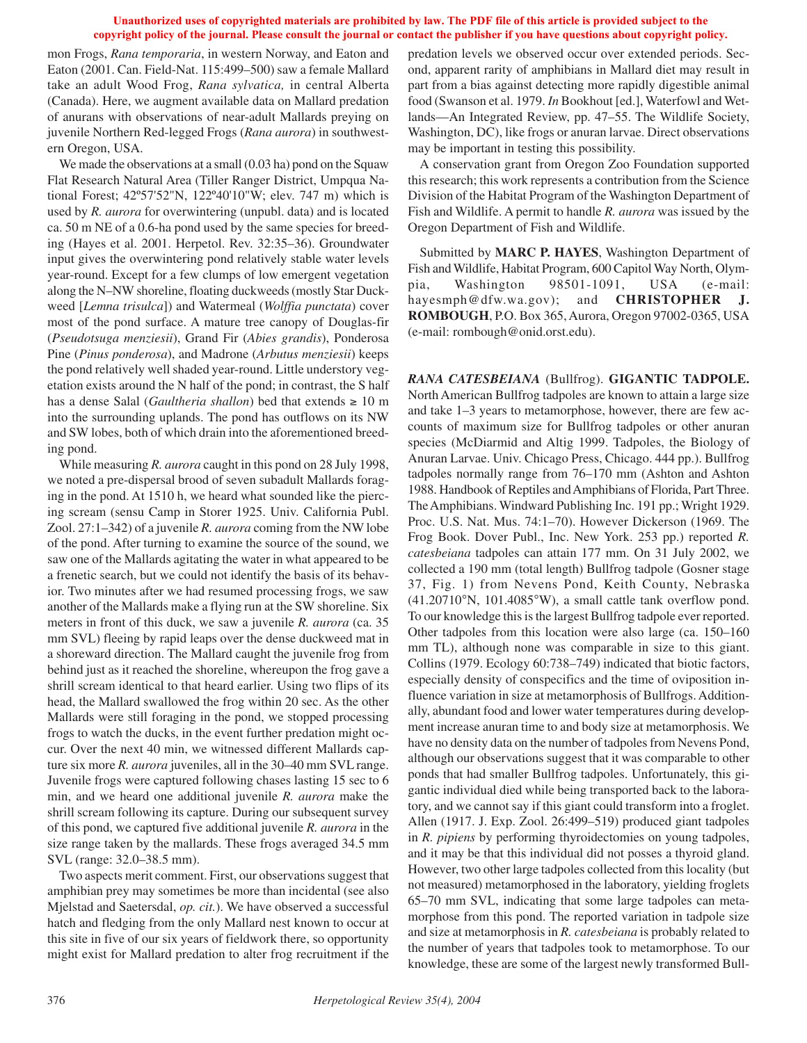mon Frogs, *Rana temporaria*, in western Norway, and Eaton and Eaton (2001. Can. Field-Nat. 115:499–500) saw a female Mallard take an adult Wood Frog, *Rana sylvatica,* in central Alberta (Canada). Here, we augment available data on Mallard predation of anurans with observations of near-adult Mallards preying on juvenile Northern Red-legged Frogs (*Rana aurora*) in southwestern Oregon, USA.

We made the observations at a small (0.03 ha) pond on the Squaw Flat Research Natural Area (Tiller Ranger District, Umpqua National Forest; 42º57'52"N, 122º40'10"W; elev. 747 m) which is used by *R. aurora* for overwintering (unpubl. data) and is located ca. 50 m NE of a 0.6-ha pond used by the same species for breeding (Hayes et al. 2001. Herpetol. Rev. 32:35–36). Groundwater input gives the overwintering pond relatively stable water levels year-round. Except for a few clumps of low emergent vegetation along the N–NW shoreline, floating duckweeds (mostly Star Duckweed [*Lemna trisulca*]) and Watermeal (*Wolffia punctata*) cover most of the pond surface. A mature tree canopy of Douglas-fir (*Pseudotsuga menziesii*), Grand Fir (*Abies grandis*), Ponderosa Pine (*Pinus ponderosa*), and Madrone (*Arbutus menziesii*) keeps the pond relatively well shaded year-round. Little understory vegetation exists around the N half of the pond; in contrast, the S half has a dense Salal (*Gaultheria shallon*) bed that extends ≥ 10 m into the surrounding uplands. The pond has outflows on its NW and SW lobes, both of which drain into the aforementioned breeding pond.

While measuring *R. aurora* caught in this pond on 28 July 1998, we noted a pre-dispersal brood of seven subadult Mallards foraging in the pond. At 1510 h, we heard what sounded like the piercing scream (sensu Camp in Storer 1925. Univ. California Publ. Zool. 27:1–342) of a juvenile *R. aurora* coming from the NW lobe of the pond. After turning to examine the source of the sound, we saw one of the Mallards agitating the water in what appeared to be a frenetic search, but we could not identify the basis of its behavior. Two minutes after we had resumed processing frogs, we saw another of the Mallards make a flying run at the SW shoreline. Six meters in front of this duck, we saw a juvenile *R. aurora* (ca. 35 mm SVL) fleeing by rapid leaps over the dense duckweed mat in a shoreward direction. The Mallard caught the juvenile frog from behind just as it reached the shoreline, whereupon the frog gave a shrill scream identical to that heard earlier. Using two flips of its head, the Mallard swallowed the frog within 20 sec. As the other Mallards were still foraging in the pond, we stopped processing frogs to watch the ducks, in the event further predation might occur. Over the next 40 min, we witnessed different Mallards capture six more *R. aurora* juveniles, all in the 30–40 mm SVL range. Juvenile frogs were captured following chases lasting 15 sec to 6 min, and we heard one additional juvenile *R. aurora* make the shrill scream following its capture. During our subsequent survey of this pond, we captured five additional juvenile *R. aurora* in the size range taken by the mallards. These frogs averaged 34.5 mm SVL (range: 32.0–38.5 mm).

Two aspects merit comment. First, our observations suggest that amphibian prey may sometimes be more than incidental (see also Mjelstad and Saetersdal, *op. cit.*). We have observed a successful hatch and fledging from the only Mallard nest known to occur at this site in five of our six years of fieldwork there, so opportunity might exist for Mallard predation to alter frog recruitment if the predation levels we observed occur over extended periods. Second, apparent rarity of amphibians in Mallard diet may result in part from a bias against detecting more rapidly digestible animal food (Swanson et al. 1979. *In* Bookhout [ed.], Waterfowl and Wetlands—An Integrated Review, pp. 47–55. The Wildlife Society, Washington, DC), like frogs or anuran larvae. Direct observations may be important in testing this possibility.

A conservation grant from Oregon Zoo Foundation supported this research; this work represents a contribution from the Science Division of the Habitat Program of the Washington Department of Fish and Wildlife. A permit to handle *R. aurora* was issued by the Oregon Department of Fish and Wildlife.

Submitted by **MARC P. HAYES**, Washington Department of Fish and Wildlife, Habitat Program, 600 Capitol Way North, Olympia, Washington 98501-1091, USA (e-mail: hayesmph@dfw.wa.gov); and **CHRISTOPHER J. ROMBOUGH**, P.O. Box 365, Aurora, Oregon 97002-0365, USA (e-mail: rombough@onid.orst.edu).

***RANA CATESBEIANA*** **(Bullfrog). GIGANTIC TADPOLE.** North American Bullfrog tadpoles are known to attain a large size and take 1–3 years to metamorphose, however, there are few accounts of maximum size for Bullfrog tadpoles or other anuran species (McDiarmid and Altig 1999. Tadpoles, the Biology of Anuran Larvae. Univ. Chicago Press, Chicago. 444 pp.). Bullfrog tadpoles normally range from 76–170 mm (Ashton and Ashton 1988. Handbook of Reptiles and Amphibians of Florida, Part Three. The Amphibians. Windward Publishing Inc. 191 pp.; Wright 1929. Proc. U.S. Nat. Mus. 74:1–70). However Dickerson (1969. The Frog Book. Dover Publ., Inc. New York. 253 pp.) reported *R. catesbeiana* tadpoles can attain 177 mm. On 31 July 2002, we collected a 190 mm (total length) Bullfrog tadpole (Gosner stage 37, Fig. 1) from Nevens Pond, Keith County, Nebraska (41.20710°N, 101.4085°W), a small cattle tank overflow pond. To our knowledge this is the largest Bullfrog tadpole ever reported. Other tadpoles from this location were also large (ca. 150–160 mm TL), although none was comparable in size to this giant. Collins (1979. Ecology 60:738–749) indicated that biotic factors, especially density of conspecifics and the time of oviposition influence variation in size at metamorphosis of Bullfrogs. Additionally, abundant food and lower water temperatures during development increase anuran time to and body size at metamorphosis. We have no density data on the number of tadpoles from Nevens Pond, although our observations suggest that it was comparable to other ponds that had smaller Bullfrog tadpoles. Unfortunately, this gigantic individual died while being transported back to the laboratory, and we cannot say if this giant could transform into a froglet. Allen (1917. J. Exp. Zool. 26:499–519) produced giant tadpoles in *R. pipiens* by performing thyroidectomies on young tadpoles, and it may be that this individual did not posses a thyroid gland. However, two other large tadpoles collected from this locality (but not measured) metamorphosed in the laboratory, yielding froglets 65–70 mm SVL, indicating that some large tadpoles can metamorphose from this pond. The reported variation in tadpole size and size at metamorphosis in *R. catesbeiana* is probably related to the number of years that tadpoles took to metamorphose. To our knowledge, these are some of the largest newly transformed Bull-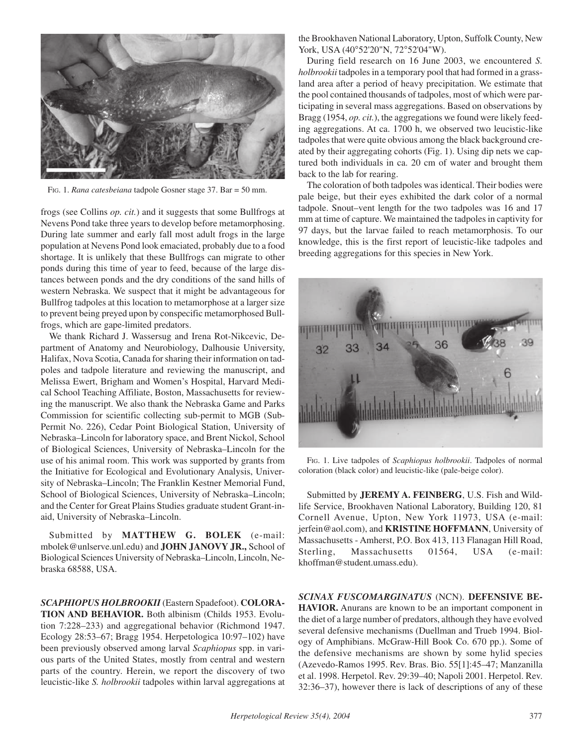FIG. 1. *Rana catesbeiana* tadpole Gosner stage 37. Bar = 50 mm.

frogs (see Collins *op. cit.*) and it suggests that some Bullfrogs at Nevens Pond take three years to develop before metamorphosing. During late summer and early fall most adult frogs in the large population at Nevens Pond look emaciated, probably due to a food shortage. It is unlikely that these Bullfrogs can migrate to other ponds during this time of year to feed, because of the large distances between ponds and the dry conditions of the sand hills of western Nebraska. We suspect that it might be advantageous for Bullfrog tadpoles at this location to metamorphose at a larger size to prevent being preyed upon by conspecific metamorphosed Bullfrogs, which are gape-limited predators.

We thank Richard J. Wassersug and Irena Rot-Nikcevic, Department of Anatomy and Neurobiology, Dalhousie University, Halifax, Nova Scotia, Canada for sharing their information on tadpoles and tadpole literature and reviewing the manuscript, and Melissa Ewert, Brigham and Women's Hospital, Harvard Medical School Teaching Affiliate, Boston, Massachusetts for reviewing the manuscript. We also thank the Nebraska Game and Parks Commission for scientific collecting sub-permit to MGB (Sub-Permit No. 226), Cedar Point Biological Station, University of Nebraska–Lincoln for laboratory space, and Brent Nickol, School of Biological Sciences, University of Nebraska–Lincoln for the use of his animal room. This work was supported by grants from the Initiative for Ecological and Evolutionary Analysis, University of Nebraska–Lincoln; The Franklin Kestner Memorial Fund, School of Biological Sciences, University of Nebraska–Lincoln; and the Center for Great Plains Studies graduate student Grant-in-aid, University of Nebraska–Lincoln.

Submitted by **MATTHEW G. BOLEK** (e-mail: mbolek@unlserve.unl.edu) and **JOHN JANOVY JR.,** School of Biological Sciences University of Nebraska–Lincoln, Lincoln, Nebraska 68588, USA.

***SCAPHIOPUS HOLBROOKII*** **(Eastern Spadefoot). COLORATION AND BEHAVIOR.** Both albinism (Childs 1953. Evolution 7:228–233) and aggregational behavior (Richmond 1947. Ecology 28:53–67; Bragg 1954. Herpetologica 10:97–102) have been previously observed among larval *Scaphiopus* spp. in various parts of the United States, mostly from central and western parts of the country. Herein, we report the discovery of two leucistic-like *S. holbrookii* tadpoles within larval aggregations at the Brookhaven National Laboratory, Upton, Suffolk County, New York, USA (40°52'20"N, 72°52'04"W).

During field research on 16 June 2003, we encountered *S. holbrookii* tadpoles in a temporary pool that had formed in a grassland area after a period of heavy precipitation. We estimate that the pool contained thousands of tadpoles, most of which were participating in several mass aggregations. Based on observations by Bragg (1954, *op. cit.*), the aggregations we found were likely feeding aggregations. At ca. 1700 h, we observed two leucistic-like tadpoles that were quite obvious among the black background created by their aggregating cohorts (Fig. 1). Using dip nets we captured both individuals in ca. 20 cm of water and brought them back to the lab for rearing.

The coloration of both tadpoles was identical. Their bodies were pale beige, but their eyes exhibited the dark color of a normal tadpole. Snout–vent length for the two tadpoles was 16 and 17 mm at time of capture. We maintained the tadpoles in captivity for 97 days, but the larvae failed to reach metamorphosis. To our knowledge, this is the first report of leucistic-like tadpoles and breeding aggregations for this species in New York.

FIG. 1. Live tadpoles of *Scaphiopus holbrookii*. Tadpoles of normal coloration (black color) and leucistic-like (pale-beige color).

Submitted by **JEREMY A. FEINBERG**, U.S. Fish and Wildlife Service, Brookhaven National Laboratory, Building 120, 81 Cornell Avenue, Upton, New York 11973, USA (e-mail: jerfein@aol.com), and **KRISTINE HOFFMANN**, University of Massachusetts - Amherst, P.O. Box 413, 113 Flanagan Hill Road, Sterling, Massachusetts 01564, USA (e-mail: khoffman@student.umass.edu).

***SCINAX FUSCOMARGINATUS*** **(NCN). DEFENSIVE BEHAVIOR.** Anurans are known to be an important component in the diet of a large number of predators, although they have evolved several defensive mechanisms (Duellman and Trueb 1994. Biology of Amphibians. McGraw-Hill Book Co. 670 pp.). Some of the defensive mechanisms are shown by some hylid species (Azevedo-Ramos 1995. Rev. Bras. Bio. 55[1]:45–47; Manzanilla et al. 1998. Herpetol. Rev. 29:39–40; Napoli 2001. Herpetol. Rev. 32:36–37), however there is lack of descriptions of any of these